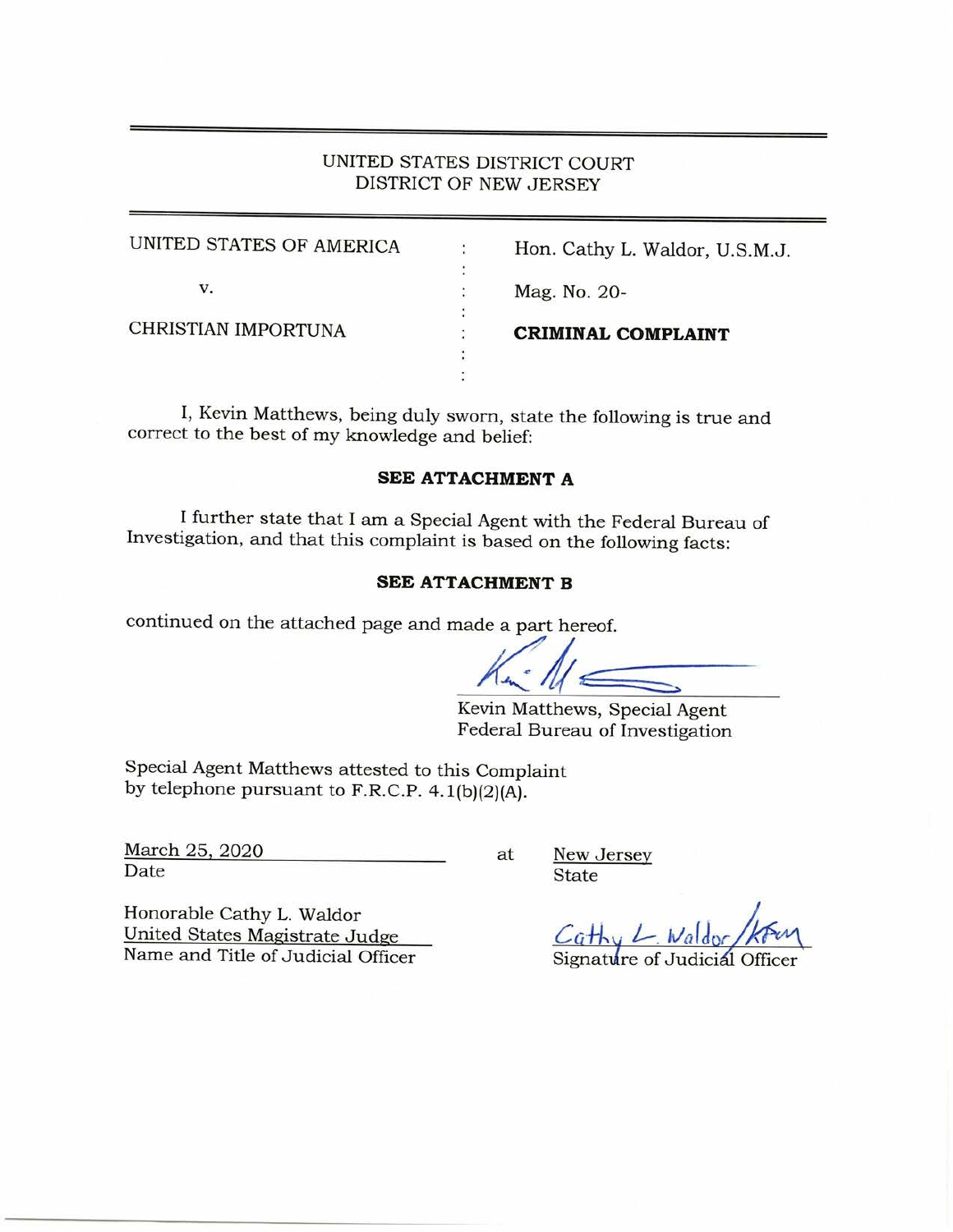UNITED STATES DISTRICT COURT
DISTRICT OF NEW JERSEY

| | | |
|---|---|---|
| UNITED STATES OF AMERICA | : | Hon. Cathy L. Waldor, U.S.M.J. |
| v. | : | Mag. No. 20- |
| CHRISTIAN IMPORTUNA | : | **CRIMINAL COMPLAINT** |

I, Kevin Matthews, being duly sworn, state the following is true and correct to the best of my knowledge and belief:

**SEE ATTACHMENT A**

I further state that I am a Special Agent with the Federal Bureau of Investigation, and that this complaint is based on the following facts:

**SEE ATTACHMENT B**

continued on the attached page and made a part hereof.

Kevin Matthews, Special Agent
Federal Bureau of Investigation

Special Agent Matthews attested to this Complaint by telephone pursuant to F.R.C.P. 4.1(b)(2)(A).

March 25, 2020 at New Jersey
Date State

Honorable Cathy L. Waldor
United States Magistrate Judge
Name and Title of Judicial Officer

Cathy L. Waldor/KFM
Signature of Judicial Officer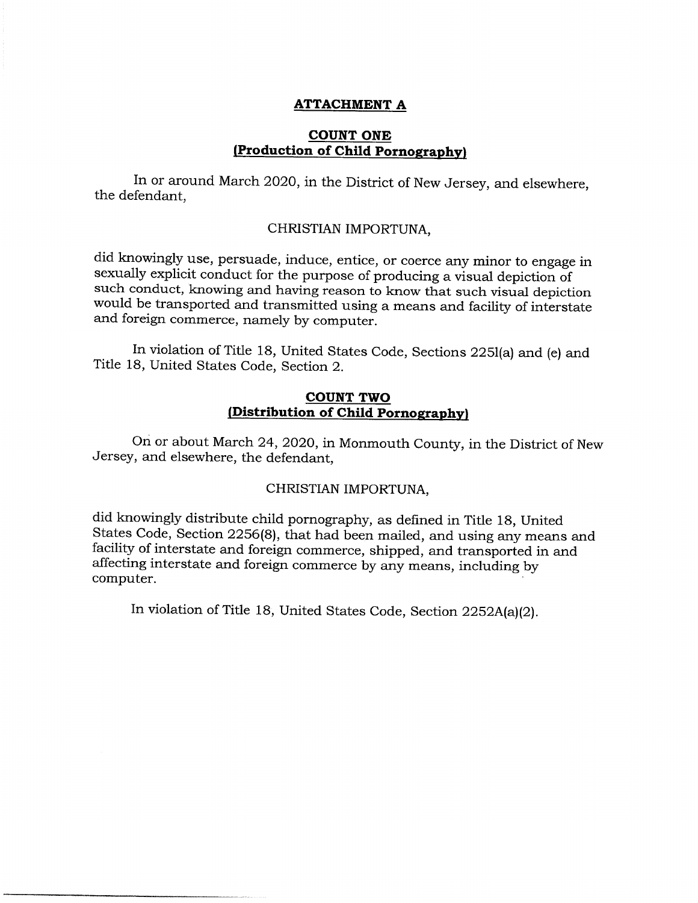## ATTACHMENT A

### COUNT ONE
### (Production of Child Pornography)

In or around March 2020, in the District of New Jersey, and elsewhere, the defendant,

CHRISTIAN IMPORTUNA,

did knowingly use, persuade, induce, entice, or coerce any minor to engage in sexually explicit conduct for the purpose of producing a visual depiction of such conduct, knowing and having reason to know that such visual depiction would be transported and transmitted using a means and facility of interstate and foreign commerce, namely by computer.

In violation of Title 18, United States Code, Sections 2251(a) and (e) and Title 18, United States Code, Section 2.

### COUNT TWO
### (Distribution of Child Pornography)

On or about March 24, 2020, in Monmouth County, in the District of New Jersey, and elsewhere, the defendant,

CHRISTIAN IMPORTUNA,

did knowingly distribute child pornography, as defined in Title 18, United States Code, Section 2256(8), that had been mailed, and using any means and facility of interstate and foreign commerce, shipped, and transported in and affecting interstate and foreign commerce by any means, including by computer.

In violation of Title 18, United States Code, Section 2252A(a)(2).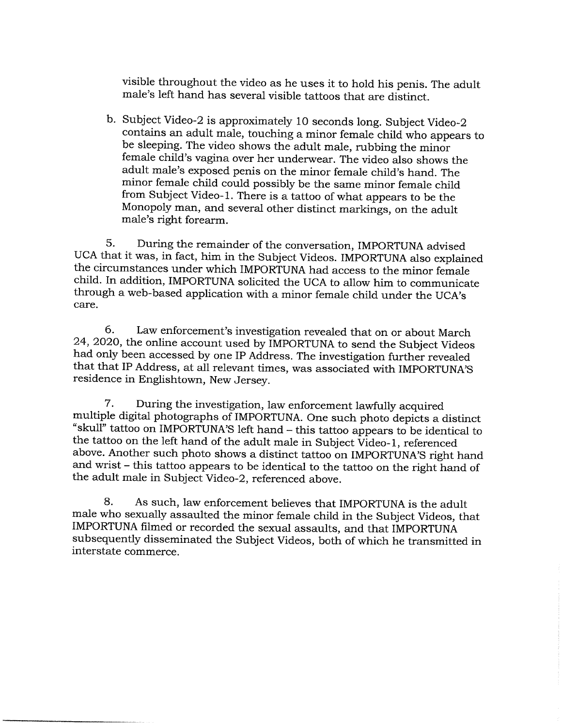visible throughout the video as he uses it to hold his penis. The adult male's left hand has several visible tattoos that are distinct.

b. Subject Video-2 is approximately 10 seconds long. Subject Video-2 contains an adult male, touching a minor female child who appears to be sleeping. The video shows the adult male, rubbing the minor female child's vagina over her underwear. The video also shows the adult male's exposed penis on the minor female child's hand. The minor female child could possibly be the same minor female child from Subject Video-1. There is a tattoo of what appears to be the Monopoly man, and several other distinct markings, on the adult male's right forearm.

5. During the remainder of the conversation, IMPORTUNA advised UCA that it was, in fact, him in the Subject Videos. IMPORTUNA also explained the circumstances under which IMPORTUNA had access to the minor female child. In addition, IMPORTUNA solicited the UCA to allow him to communicate through a web-based application with a minor female child under the UCA's care.

6. Law enforcement's investigation revealed that on or about March 24, 2020, the online account used by IMPORTUNA to send the Subject Videos had only been accessed by one IP Address. The investigation further revealed that that IP Address, at all relevant times, was associated with IMPORTUNA'S residence in Englishtown, New Jersey.

7. During the investigation, law enforcement lawfully acquired multiple digital photographs of IMPORTUNA. One such photo depicts a distinct "skull" tattoo on IMPORTUNA'S left hand – this tattoo appears to be identical to the tattoo on the left hand of the adult male in Subject Video-1, referenced above. Another such photo shows a distinct tattoo on IMPORTUNA'S right hand and wrist – this tattoo appears to be identical to the tattoo on the right hand of the adult male in Subject Video-2, referenced above.

8. As such, law enforcement believes that IMPORTUNA is the adult male who sexually assaulted the minor female child in the Subject Videos, that IMPORTUNA filmed or recorded the sexual assaults, and that IMPORTUNA subsequently disseminated the Subject Videos, both of which he transmitted in interstate commerce.